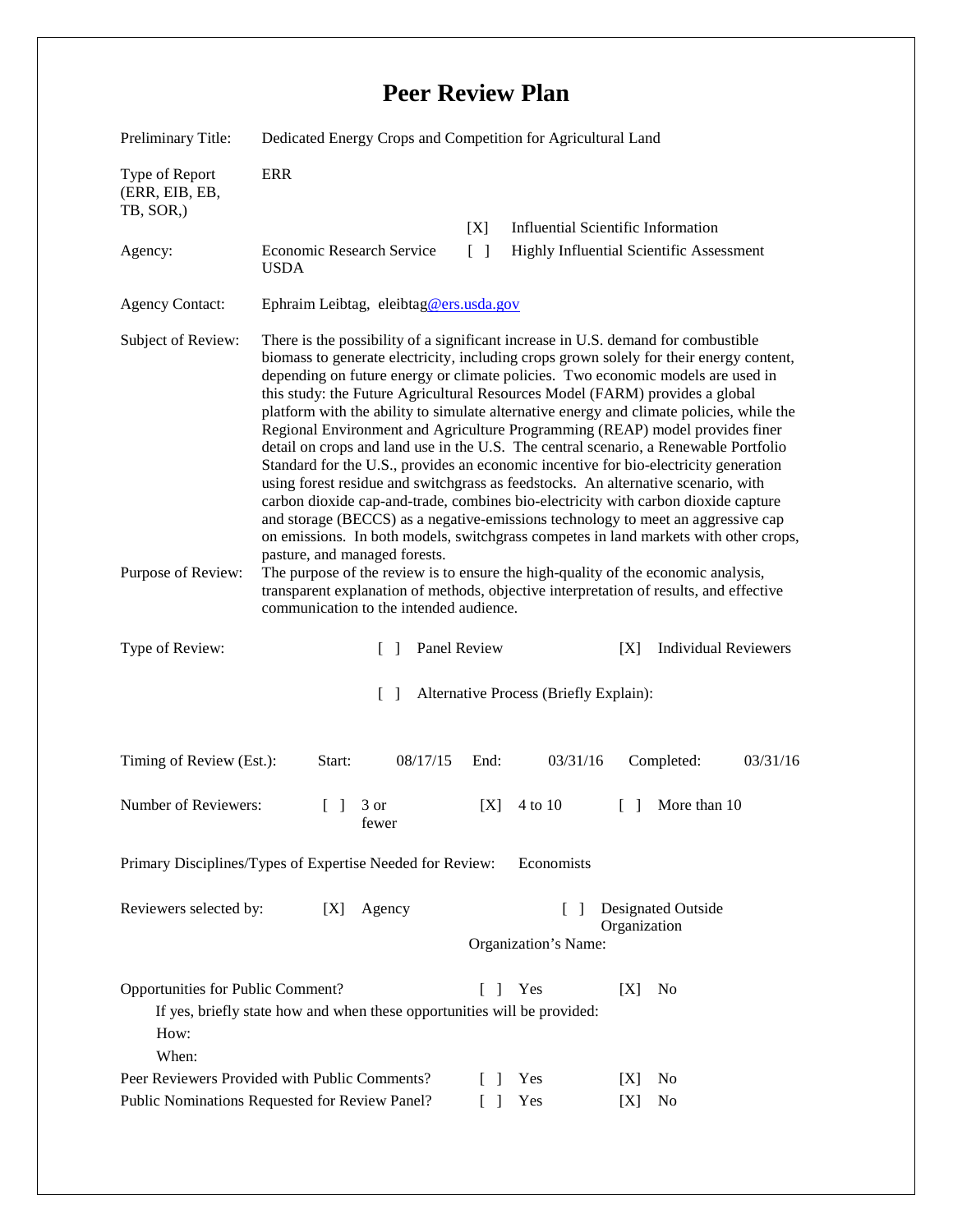# Peer Review Plan

Preliminary Title: Dedicated Energy Crops and Competition for Agricultural Land

Type of Report (ERR, EIB, EB, TB, SOR,) ERR

Agency: Economic Research Service USDA

[X] Influential Scientific Information

[ ] Highly Influential Scientific Assessment

Agency Contact: Ephraim Leibtag, eleibtag@ers.usda.gov

Subject of Review: There is the possibility of a significant increase in U.S. demand for combustible biomass to generate electricity, including crops grown solely for their energy content, depending on future energy or climate policies. Two economic models are used in this study: the Future Agricultural Resources Model (FARM) provides a global platform with the ability to simulate alternative energy and climate policies, while the Regional Environment and Agriculture Programming (REAP) model provides finer detail on crops and land use in the U.S. The central scenario, a Renewable Portfolio Standard for the U.S., provides an economic incentive for bio-electricity generation using forest residue and switchgrass as feedstocks. An alternative scenario, with carbon dioxide cap-and-trade, combines bio-electricity with carbon dioxide capture and storage (BECCS) as a negative-emissions technology to meet an aggressive cap on emissions. In both models, switchgrass competes in land markets with other crops, pasture, and managed forests.

Purpose of Review: The purpose of the review is to ensure the high-quality of the economic analysis, transparent explanation of methods, objective interpretation of results, and effective communication to the intended audience.

Type of Review: [ ] Panel Review [X] Individual Reviewers

[ ] Alternative Process (Briefly Explain):

Timing of Review (Est.): Start: 08/17/15 End: 03/31/16 Completed: 03/31/16

Number of Reviewers: [ ] 3 or fewer [X] 4 to 10 [ ] More than 10

Primary Disciplines/Types of Expertise Needed for Review: Economists

Reviewers selected by: [X] Agency [ ] Designated Outside Organization

Organization's Name:

Opportunities for Public Comment? [ ] Yes [X] No

If yes, briefly state how and when these opportunities will be provided:

How:

When:

Peer Reviewers Provided with Public Comments? [ ] Yes [X] No

Public Nominations Requested for Review Panel? [ ] Yes [X] No